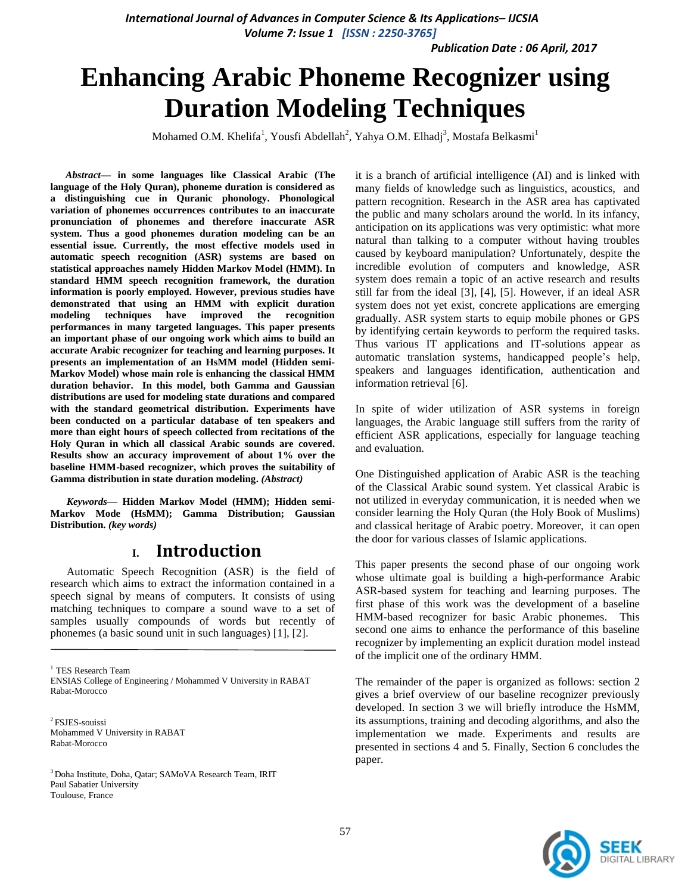# Enhancing Arabic Phoneme Recognizer using Duration Modeling Techniques

Mohamed O.M. Khelifa[1], Yousfi Abdellah[2], Yahya O.M. Elhadj[3], Mostafa Belkasmi[1]

***Abstract*— in some languages like Classical Arabic (The language of the Holy Quran), phoneme duration is considered as a distinguishing cue in Quranic phonology. Phonological variation of phonemes occurrences contributes to an inaccurate pronunciation of phonemes and therefore inaccurate ASR system. Thus a good phonemes duration modeling can be an essential issue. Currently, the most effective models used in automatic speech recognition (ASR) systems are based on statistical approaches namely Hidden Markov Model (HMM). In standard HMM speech recognition framework, the duration information is poorly employed. However, previous studies have demonstrated that using an HMM with explicit duration modeling techniques have improved the recognition performances in many targeted languages. This paper presents an important phase of our ongoing work which aims to build an accurate Arabic recognizer for teaching and learning purposes. It presents an implementation of an HsMM model (Hidden semi-Markov Model) whose main role is enhancing the classical HMM duration behavior. In this model, both Gamma and Gaussian distributions are used for modeling state durations and compared with the standard geometrical distribution. Experiments have been conducted on a particular database of ten speakers and more than eight hours of speech collected from recitations of the Holy Quran in which all classical Arabic sounds are covered. Results show an accuracy improvement of about 1% over the baseline HMM-based recognizer, which proves the suitability of Gamma distribution in state duration modeling. *(Abstract)***

***Keywords*— Hidden Markov Model (HMM); Hidden semi-Markov Mode (HsMM); Gamma Distribution; Gaussian Distribution. *(key words)***

## I. Introduction

Automatic Speech Recognition (ASR) is the field of research which aims to extract the information contained in a speech signal by means of computers. It consists of using matching techniques to compare a sound wave to a set of samples usually compounds of words but recently of phonemes (a basic sound unit in such languages) [1], [2].

it is a branch of artificial intelligence (AI) and is linked with many fields of knowledge such as linguistics, acoustics, and pattern recognition. Research in the ASR area has captivated the public and many scholars around the world. In its infancy, anticipation on its applications was very optimistic: what more natural than talking to a computer without having troubles caused by keyboard manipulation? Unfortunately, despite the incredible evolution of computers and knowledge, ASR system does remain a topic of an active research and results still far from the ideal [3], [4], [5]. However, if an ideal ASR system does not yet exist, concrete applications are emerging gradually. ASR system starts to equip mobile phones or GPS by identifying certain keywords to perform the required tasks. Thus various IT applications and IT-solutions appear as automatic translation systems, handicapped people's help, speakers and languages identification, authentication and information retrieval [6].

In spite of wider utilization of ASR systems in foreign languages, the Arabic language still suffers from the rarity of efficient ASR applications, especially for language teaching and evaluation.

One Distinguished application of Arabic ASR is the teaching of the Classical Arabic sound system. Yet classical Arabic is not utilized in everyday communication, it is needed when we consider learning the Holy Quran (the Holy Book of Muslims) and classical heritage of Arabic poetry. Moreover, it can open the door for various classes of Islamic applications.

This paper presents the second phase of our ongoing work whose ultimate goal is building a high-performance Arabic ASR-based system for teaching and learning purposes. The first phase of this work was the development of a baseline HMM-based recognizer for basic Arabic phonemes. This second one aims to enhance the performance of this baseline recognizer by implementing an explicit duration model instead of the implicit one of the ordinary HMM.

The remainder of the paper is organized as follows: section 2 gives a brief overview of our baseline recognizer previously developed. In section 3 we will briefly introduce the HsMM, its assumptions, training and decoding algorithms, and also the implementation we made. Experiments and results are presented in sections 4 and 5. Finally, Section 6 concludes the paper.

---

[1] TES Research Team
ENSIAS College of Engineering / Mohammed V University in RABAT
Rabat-Morocco

[2] FSJES-souissi
Mohammed V University in RABAT
Rabat-Morocco

[3] Doha Institute, Doha, Qatar; SAMoVA Research Team, IRIT
Paul Sabatier University
Toulouse, France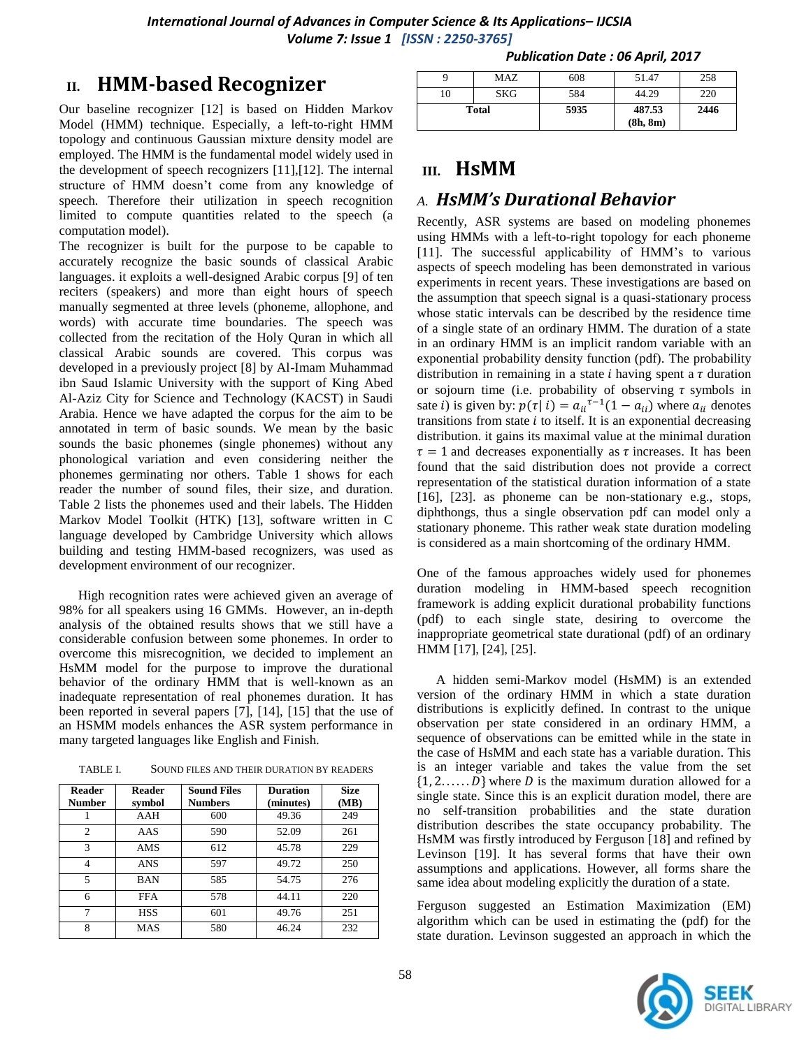## II. HMM-based Recognizer

Our baseline recognizer [12] is based on Hidden Markov Model (HMM) technique. Especially, a left-to-right HMM topology and continuous Gaussian mixture density model are employed. The HMM is the fundamental model widely used in the development of speech recognizers [11],[12]. The internal structure of HMM doesn't come from any knowledge of speech. Therefore their utilization in speech recognition limited to compute quantities related to the speech (a computation model).

The recognizer is built for the purpose to be capable to accurately recognize the basic sounds of classical Arabic languages. it exploits a well-designed Arabic corpus [9] of ten reciters (speakers) and more than eight hours of speech manually segmented at three levels (phoneme, allophone, and words) with accurate time boundaries. The speech was collected from the recitation of the Holy Quran in which all classical Arabic sounds are covered. This corpus was developed in a previously project [8] by Al-Imam Muhammad ibn Saud Islamic University with the support of King Abed Al-Aziz City for Science and Technology (KACST) in Saudi Arabia. Hence we have adapted the corpus for the aim to be annotated in term of basic sounds. We mean by the basic sounds the basic phonemes (single phonemes) without any phonological variation and even considering neither the phonemes germinating nor others. Table 1 shows for each reader the number of sound files, their size, and duration. Table 2 lists the phonemes used and their labels. The Hidden Markov Model Toolkit (HTK) [13], software written in C language developed by Cambridge University which allows building and testing HMM-based recognizers, was used as development environment of our recognizer.

High recognition rates were achieved given an average of 98% for all speakers using 16 GMMs. However, an in-depth analysis of the obtained results shows that we still have a considerable confusion between some phonemes. In order to overcome this misrecognition, we decided to implement an HsMM model for the purpose to improve the durational behavior of the ordinary HMM that is well-known as an inadequate representation of real phonemes duration. It has been reported in several papers [7], [14], [15] that the use of an HSMM models enhances the ASR system performance in many targeted languages like English and Finish.

TABLE I. SOUND FILES AND THEIR DURATION BY READERS

| Reader Number | Reader symbol | Sound Files Numbers | Duration (minutes) | Size (MB) |
|---|---|---|---|---|
| 1 | AAH | 600 | 49.36 | 249 |
| 2 | AAS | 590 | 52.09 | 261 |
| 3 | AMS | 612 | 45.78 | 229 |
| 4 | ANS | 597 | 49.72 | 250 |
| 5 | BAN | 585 | 54.75 | 276 |
| 6 | FFA | 578 | 44.11 | 220 |
| 7 | HSS | 601 | 49.76 | 251 |
| 8 | MAS | 580 | 46.24 | 232 |
| 9 | MAZ | 608 | 51.47 | 258 |
| 10 | SKG | 584 | 44.29 | 220 |
| **Total** | | **5935** | **487.53 (8h, 8m)** | **2446** |

## III. HsMM

### A. HsMM's Durational Behavior

Recently, ASR systems are based on modeling phonemes using HMMs with a left-to-right topology for each phoneme [11]. The successful applicability of HMM's to various aspects of speech modeling has been demonstrated in various experiments in recent years. These investigations are based on the assumption that speech signal is a quasi-stationary process whose static intervals can be described by the residence time of a single state of an ordinary HMM. The duration of a state in an ordinary HMM is an implicit random variable with an exponential probability density function (pdf). The probability distribution in remaining in a state $i$ having spent a $\tau$ duration or sojourn time (i.e. probability of observing $\tau$ symbols in sate $i$) is given by: $p(\tau|\, i) = {a_{ii}}^{\tau-1}(1 - a_{ii})$ where $a_{ii}$ denotes transitions from state $i$ to itself. It is an exponential decreasing distribution. it gains its maximal value at the minimal duration $\tau = 1$ and decreases exponentially as $\tau$ increases. It has been found that the said distribution does not provide a correct representation of the statistical duration information of a state [16], [23]. as phoneme can be non-stationary e.g., stops, diphthongs, thus a single observation pdf can model only a stationary phoneme. This rather weak state duration modeling is considered as a main shortcoming of the ordinary HMM.

One of the famous approaches widely used for phonemes duration modeling in HMM-based speech recognition framework is adding explicit durational probability functions (pdf) to each single state, desiring to overcome the inappropriate geometrical state durational (pdf) of an ordinary HMM [17], [24], [25].

A hidden semi-Markov model (HsMM) is an extended version of the ordinary HMM in which a state duration distributions is explicitly defined. In contrast to the unique observation per state considered in an ordinary HMM, a sequence of observations can be emitted while in the state in the case of HsMM and each state has a variable duration. This is an integer variable and takes the value from the set $\{1, 2 \ldots\ldots D\}$ where $D$ is the maximum duration allowed for a single state. Since this is an explicit duration model, there are no self-transition probabilities and the state duration distribution describes the state occupancy probability. The HsMM was firstly introduced by Ferguson [18] and refined by Levinson [19]. It has several forms that have their own assumptions and applications. However, all forms share the same idea about modeling explicitly the duration of a state.

Ferguson suggested an Estimation Maximization (EM) algorithm which can be used in estimating the (pdf) for the state duration. Levinson suggested an approach in which the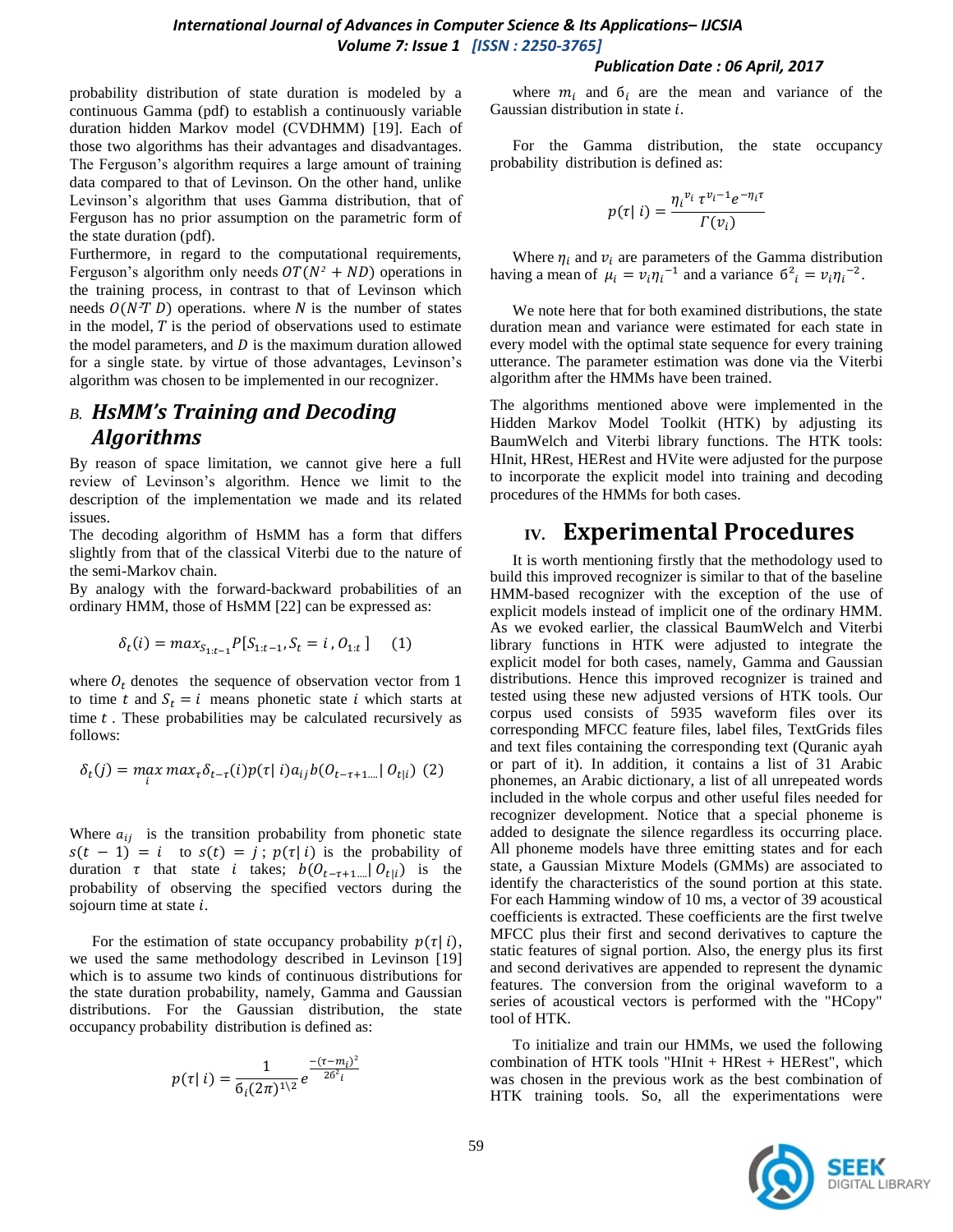probability distribution of state duration is modeled by a continuous Gamma (pdf) to establish a continuously variable duration hidden Markov model (CVDHMM) [19]. Each of those two algorithms has their advantages and disadvantages. The Ferguson's algorithm requires a large amount of training data compared to that of Levinson. On the other hand, unlike Levinson's algorithm that uses Gamma distribution, that of Ferguson has no prior assumption on the parametric form of the state duration (pdf).

Furthermore, in regard to the computational requirements, Ferguson's algorithm only needs $OT(N^2 + ND)$ operations in the training process, in contrast to that of Levinson which needs $O(N^2T\ D)$ operations. where $N$ is the number of states in the model, $T$ is the period of observations used to estimate the model parameters, and $D$ is the maximum duration allowed for a single state. by virtue of those advantages, Levinson's algorithm was chosen to be implemented in our recognizer.

### *B. HsMM's Training and Decoding Algorithms*

By reason of space limitation, we cannot give here a full review of Levinson's algorithm. Hence we limit to the description of the implementation we made and its related issues.

The decoding algorithm of HsMM has a form that differs slightly from that of the classical Viterbi due to the nature of the semi-Markov chain.

By analogy with the forward-backward probabilities of an ordinary HMM, those of HsMM [22] can be expressed as:

$$\delta_t(i) = max_{S_{1:t-1}} P[S_{1:t-1}, S_t = i\ , O_{1:t}\ ] \quad (1)$$

where $O_t$ denotes the sequence of observation vector from 1 to time $t$ and $S_t = i$ means phonetic state $i$ which starts at time $t$ . These probabilities may be calculated recursively as follows:

$$\delta_t(j) = \max_i max_\tau \delta_{t-\tau}(i) p(\tau|\ i) a_{ij} b(O_{t-\tau+1....}|\ O_{t|i}) \ (2)$$

Where $a_{ij}$ is the transition probability from phonetic state $s(t-1) = i$ to $s(t) = j$ ; $p(\tau|\ i)$ is the probability of duration $\tau$ that state $i$ takes; $b(O_{t-\tau+1....}|\ O_{t|i})$ is the probability of observing the specified vectors during the sojourn time at state $i$.

For the estimation of state occupancy probability $p(\tau|\ i)$, we used the same methodology described in Levinson [19] which is to assume two kinds of continuous distributions for the state duration probability, namely, Gamma and Gaussian distributions. For the Gaussian distribution, the state occupancy probability distribution is defined as:

$$p(\tau|\ i) = \frac{1}{б_i(2\pi)^{1\backslash 2}} e^{\frac{-(\tau - m_i)^2}{2б^2{}_i}}$$

where $m_i$ and $б_i$ are the mean and variance of the Gaussian distribution in state $i$.

For the Gamma distribution, the state occupancy probability distribution is defined as:

$$p(\tau|\ i) = \frac{\eta_i{}^{v_i}\ \tau^{v_i - 1} e^{-\eta_i \tau}}{\Gamma(v_i)}$$

Where $\eta_i$ and $v_i$ are parameters of the Gamma distribution having a mean of $\mu_i = v_i \eta_i{}^{-1}$ and a variance $б^2{}_i = v_i \eta_i{}^{-2}$.

We note here that for both examined distributions, the state duration mean and variance were estimated for each state in every model with the optimal state sequence for every training utterance. The parameter estimation was done via the Viterbi algorithm after the HMMs have been trained.

The algorithms mentioned above were implemented in the Hidden Markov Model Toolkit (HTK) by adjusting its BaumWelch and Viterbi library functions. The HTK tools: HInit, HRest, HERest and HVite were adjusted for the purpose to incorporate the explicit model into training and decoding procedures of the HMMs for both cases.

## IV. Experimental Procedures

It is worth mentioning firstly that the methodology used to build this improved recognizer is similar to that of the baseline HMM-based recognizer with the exception of the use of explicit models instead of implicit one of the ordinary HMM. As we evoked earlier, the classical BaumWelch and Viterbi library functions in HTK were adjusted to integrate the explicit model for both cases, namely, Gamma and Gaussian distributions. Hence this improved recognizer is trained and tested using these new adjusted versions of HTK tools. Our corpus used consists of 5935 waveform files over its corresponding MFCC feature files, label files, TextGrids files and text files containing the corresponding text (Quranic ayah or part of it). In addition, it contains a list of 31 Arabic phonemes, an Arabic dictionary, a list of all unrepeated words included in the whole corpus and other useful files needed for recognizer development. Notice that a special phoneme is added to designate the silence regardless its occurring place. All phoneme models have three emitting states and for each state, a Gaussian Mixture Models (GMMs) are associated to identify the characteristics of the sound portion at this state. For each Hamming window of 10 ms, a vector of 39 acoustical coefficients is extracted. These coefficients are the first twelve MFCC plus their first and second derivatives to capture the static features of signal portion. Also, the energy plus its first and second derivatives are appended to represent the dynamic features. The conversion from the original waveform to a series of acoustical vectors is performed with the "HCopy" tool of HTK.

To initialize and train our HMMs, we used the following combination of HTK tools "HInit + HRest + HERest", which was chosen in the previous work as the best combination of HTK training tools. So, all the experimentations were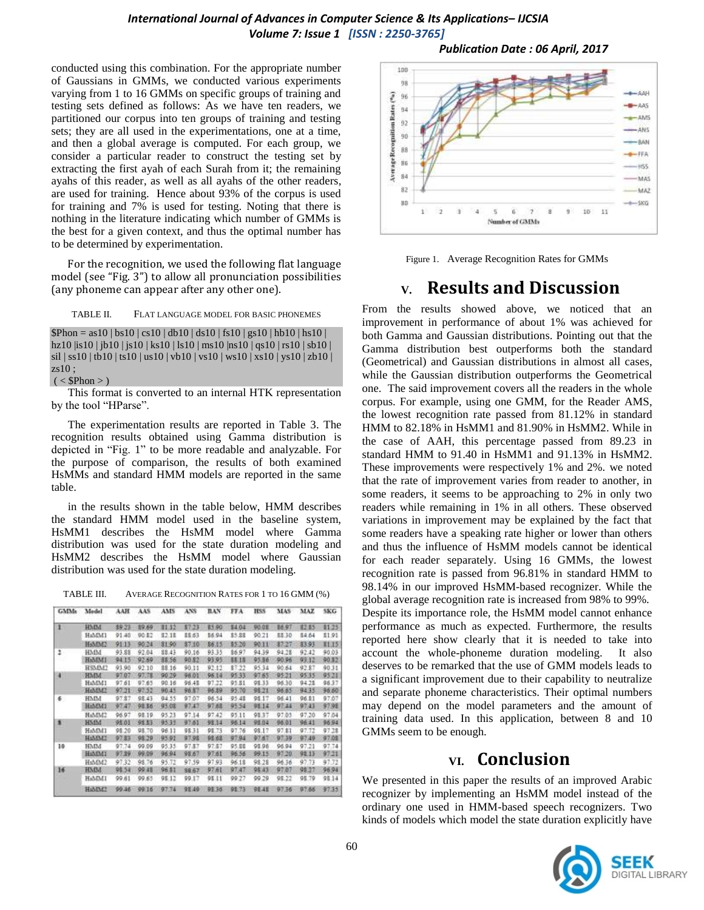conducted using this combination. For the appropriate number of Gaussians in GMMs, we conducted various experiments varying from 1 to 16 GMMs on specific groups of training and testing sets defined as follows: As we have ten readers, we partitioned our corpus into ten groups of training and testing sets; they are all used in the experimentations, one at a time, and then a global average is computed. For each group, we consider a particular reader to construct the testing set by extracting the first ayah of each Surah from it; the remaining ayahs of this reader, as well as all ayahs of the other readers, are used for training. Hence about 93% of the corpus is used for training and 7% is used for testing. Noting that there is nothing in the literature indicating which number of GMMs is the best for a given context, and thus the optimal number has to be determined by experimentation.

For the recognition, we used the following flat language model (see "Fig. 3") to allow all pronunciation possibilities (any phoneme can appear after any other one).

TABLE II. FLAT LANGUAGE MODEL FOR BASIC PHONEMES

```
$Phon = as10 | bs10 | cs10 | db10 | ds10 | fs10 | gs10 | hb10 | hs10 |
hz10 |is10 | jb10 | js10 | ks10 | ls10 | ms10 |ns10 | qs10 | rs10 | sb10 |
sil | ss10 | tb10 | ts10 | us10 | vb10 | vs10 | ws10 | xs10 | ys10 | zb10 |
zs10 ;
( < $Phon > )
```

This format is converted to an internal HTK representation by the tool "HParse".

The experimentation results are reported in Table 3. The recognition results obtained using Gamma distribution is depicted in "Fig. 1" to be more readable and analyzable. For the purpose of comparison, the results of both examined HsMMs and standard HMM models are reported in the same table.

in the results shown in the table below, HMM describes the standard HMM model used in the baseline system, HsMM1 describes the HsMM model where Gamma distribution was used for the state duration modeling and HsMM2 describes the HsMM model where Gaussian distribution was used for the state duration modeling.

TABLE III. AVERAGE RECOGNITION RATES FOR 1 TO 16 GMM (%)

| GMMs | Model | AAH | AAS | AMS | ANS | BAN | FFA | HSS | MAS | MAZ | SKG |
|---|---|---|---|---|---|---|---|---|---|---|---|
| 1 | HMM | 89.23 | 89.69 | 81.12 | 87.23 | 85.90 | 84.04 | 90.08 | 86.97 | 82.85 | 81.25 |
| | HsMM1 | 91.40 | 90.82 | 82.18 | 88.63 | 86.94 | 85.88 | 90.21 | 88.30 | 84.64 | 81.91 |
| | HsMM2 | 91.13 | 90.24 | 81.90 | 87.10 | 86.15 | 85.20 | 90.11 | 87.27 | 83.93 | 81.15 |
| 2 | HMM | 93.88 | 92.04 | 88.43 | 90.16 | 93.35 | 86.97 | 94.39 | 94.28 | 92.42 | 90.03 |
| | HsMM1 | 94.15 | 92.69 | 88.56 | 90.82 | 93.95 | 88.18 | 95.86 | 90.96 | 93.12 | 90.82 |
| | HSMM2 | 93.90 | 92.10 | 88.16 | 90.11 | 92.12 | 87.22 | 95.34 | 90.64 | 92.87 | 90.31 |
| 4 | HMM | 97.07 | 97.78 | 90.29 | 96.01 | 96.14 | 95.33 | 97.65 | 95.21 | 95.35 | 95.21 |
| | HsMM1 | 97.61 | 97.65 | 90.16 | 96.48 | 97.22 | 95.81 | 98.33 | 96.30 | 94.28 | 96.37 |
| | HsMM2 | 97.21 | 97.52 | 90.45 | 96.87 | 96.89 | 95.70 | 98.21 | 96.65 | 94.35 | 96.60 |
| 6 | HMM | 97.87 | 98.43 | 94.55 | 97.07 | 96.54 | 95.48 | 98.17 | 96.41 | 96.81 | 97.07 |
| | HsMM1 | 97.47 | 98.86 | 95.08 | 97.47 | 97.68 | 95.54 | 98.14 | 97.44 | 97.43 | 97.98 |
| | HsMM2 | 96.97 | 98.19 | 95.23 | 97.14 | 97.42 | 95.11 | 98.37 | 97.03 | 97.20 | 97.04 |
| 8 | HMM | 98.01 | 98.83 | 95.37 | 97.61 | 98.14 | 96.14 | 98.04 | 96.01 | 96.41 | 96.94 |
| | HsMM1 | 98.20 | 98.70 | 96.11 | 98.31 | 98.73 | 97.76 | 98.17 | 97.81 | 97.72 | 97.28 |
| | HsMM2 | 97.83 | 98.29 | 95.91 | 97.98 | 98.68 | 97.94 | 97.67 | 97.39 | 97.49 | 97.08 |
| 10 | HMM | 97.74 | 99.09 | 95.35 | 97.87 | 97.87 | 95.88 | 98.96 | 96.94 | 97.21 | 97.74 |
| | HsMM1 | 97.89 | 99.09 | 96.94 | 98.67 | 97.61 | 96.56 | 99.15 | 97.20 | 98.13 | 97.21 |
| | HsMM2 | 97.32 | 98.76 | 95.72 | 97.59 | 97.93 | 96.18 | 98.28 | 96.36 | 97.73 | 97.72 |
| 16 | HMM | 98.54 | 99.48 | 96.81 | 98.67 | 97.61 | 97.47 | 98.43 | 97.07 | 98.27 | 96.94 |
| | HsMM1 | 99.61 | 99.65 | 98.12 | 99.17 | 98.11 | 99.27 | 99.29 | 98.22 | 98.79 | 98.14 |
| | HsMM2 | 99.46 | 99.16 | 97.74 | 98.49 | 98.36 | 98.73 | 98.48 | 97.36 | 97.66 | 97.35 |

Figure 1. Average Recognition Rates for GMMs

## V. Results and Discussion

From the results showed above, we noticed that an improvement in performance of about 1% was achieved for both Gamma and Gaussian distributions. Pointing out that the Gamma distribution best outperforms both the standard (Geometrical) and Gaussian distributions in almost all cases, while the Gaussian distribution outperforms the Geometrical one. The said improvement covers all the readers in the whole corpus. For example, using one GMM, for the Reader AMS, the lowest recognition rate passed from 81.12% in standard HMM to 82.18% in HsMM1 and 81.90% in HsMM2. While in the case of AAH, this percentage passed from 89.23 in standard HMM to 91.40 in HsMM1 and 91.13% in HsMM2. These improvements were respectively 1% and 2%. we noted that the rate of improvement varies from reader to another, in some readers, it seems to be approaching to 2% in only two readers while remaining in 1% in all others. These observed variations in improvement may be explained by the fact that some readers have a speaking rate higher or lower than others and thus the influence of HsMM models cannot be identical for each reader separately. Using 16 GMMs, the lowest recognition rate is passed from 96.81% in standard HMM to 98.14% in our improved HsMM-based recognizer. While the global average recognition rate is increased from 98% to 99%. Despite its importance role, the HsMM model cannot enhance performance as much as expected. Furthermore, the results reported here show clearly that it is needed to take into account the whole-phoneme duration modeling. It also deserves to be remarked that the use of GMM models leads to a significant improvement due to their capability to neutralize and separate phoneme characteristics. Their optimal numbers may depend on the model parameters and the amount of training data used. In this application, between 8 and 10 GMMs seem to be enough.

## VI. Conclusion

We presented in this paper the results of an improved Arabic recognizer by implementing an HsMM model instead of the ordinary one used in HMM-based speech recognizers. Two kinds of models which model the state duration explicitly have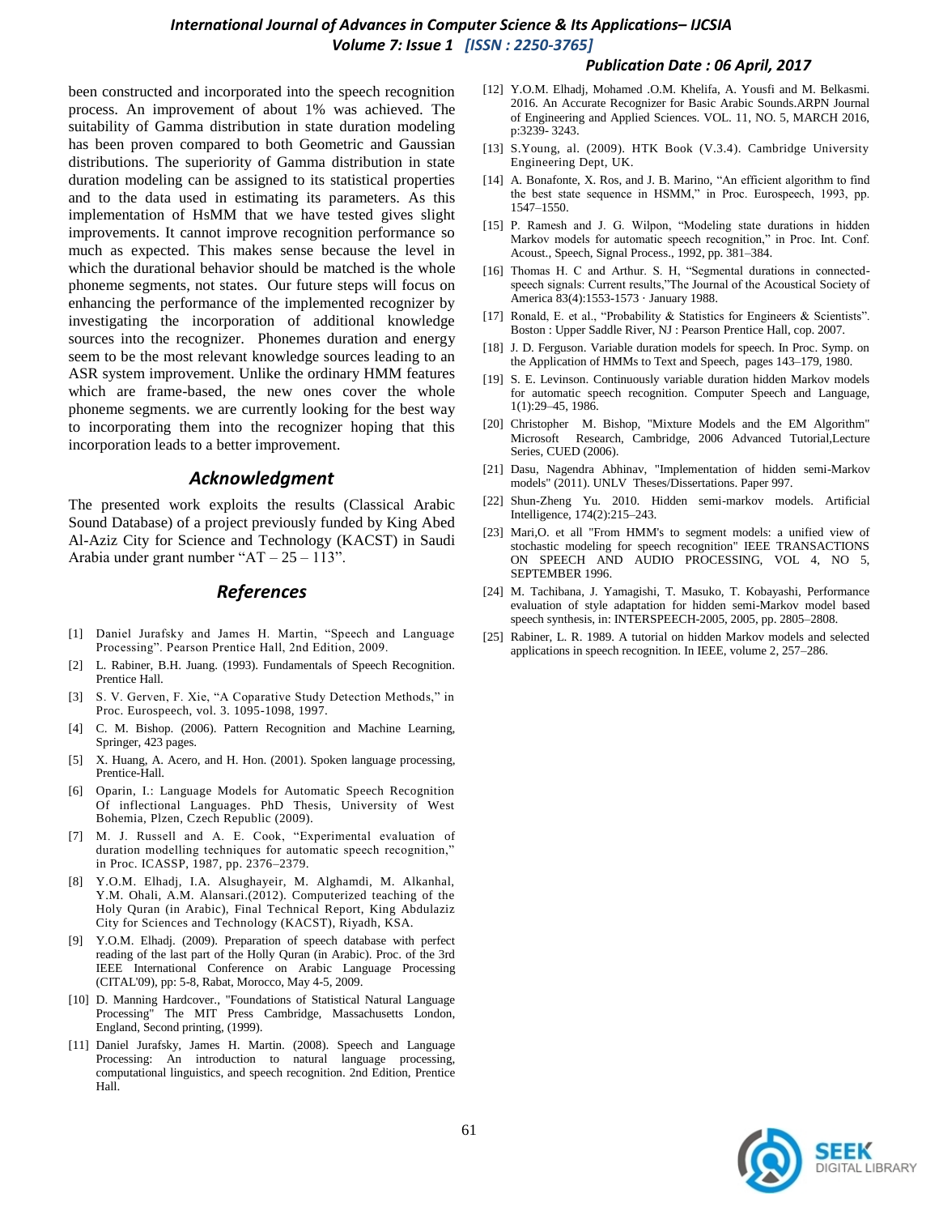been constructed and incorporated into the speech recognition process. An improvement of about 1% was achieved. The suitability of Gamma distribution in state duration modeling has been proven compared to both Geometric and Gaussian distributions. The superiority of Gamma distribution in state duration modeling can be assigned to its statistical properties and to the data used in estimating its parameters. As this implementation of HsMM that we have tested gives slight improvements. It cannot improve recognition performance so much as expected. This makes sense because the level in which the durational behavior should be matched is the whole phoneme segments, not states. Our future steps will focus on enhancing the performance of the implemented recognizer by investigating the incorporation of additional knowledge sources into the recognizer. Phonemes duration and energy seem to be the most relevant knowledge sources leading to an ASR system improvement. Unlike the ordinary HMM features which are frame-based, the new ones cover the whole phoneme segments. we are currently looking for the best way to incorporating them into the recognizer hoping that this incorporation leads to a better improvement.

## Acknowledgment

The presented work exploits the results (Classical Arabic Sound Database) of a project previously funded by King Abed Al-Aziz City for Science and Technology (KACST) in Saudi Arabia under grant number "AT – 25 – 113".

## References

[1] Daniel Jurafsky and James H. Martin, "Speech and Language Processing". Pearson Prentice Hall, 2nd Edition, 2009.

[2] L. Rabiner, B.H. Juang. (1993). Fundamentals of Speech Recognition. Prentice Hall.

[3] S. V. Gerven, F. Xie, "A Coparative Study Detection Methods," in Proc. Eurospeech, vol. 3. 1095-1098, 1997.

[4] C. M. Bishop. (2006). Pattern Recognition and Machine Learning, Springer, 423 pages.

[5] X. Huang, A. Acero, and H. Hon. (2001). Spoken language processing, Prentice-Hall.

[6] Oparin, I.: Language Models for Automatic Speech Recognition Of inflectional Languages. PhD Thesis, University of West Bohemia, Plzen, Czech Republic (2009).

[7] M. J. Russell and A. E. Cook, "Experimental evaluation of duration modelling techniques for automatic speech recognition," in Proc. ICASSP, 1987, pp. 2376–2379.

[8] Y.O.M. Elhadj, I.A. Alsughayeir, M. Alghamdi, M. Alkanhal, Y.M. Ohali, A.M. Alansari.(2012). Computerized teaching of the Holy Quran (in Arabic), Final Technical Report, King Abdulaziz City for Sciences and Technology (KACST), Riyadh, KSA.

[9] Y.O.M. Elhadj. (2009). Preparation of speech database with perfect reading of the last part of the Holly Quran (in Arabic). Proc. of the 3rd IEEE International Conference on Arabic Language Processing (CITAL'09), pp: 5-8, Rabat, Morocco, May 4-5, 2009.

[10] D. Manning Hardcover., "Foundations of Statistical Natural Language Processing" The MIT Press Cambridge, Massachusetts London, England, Second printing, (1999).

[11] Daniel Jurafsky, James H. Martin. (2008). Speech and Language Processing: An introduction to natural language processing, computational linguistics, and speech recognition. 2nd Edition, Prentice Hall.

[12] Y.O.M. Elhadj, Mohamed .O.M. Khelifa, A. Yousfi and M. Belkasmi. 2016. An Accurate Recognizer for Basic Arabic Sounds.ARPN Journal of Engineering and Applied Sciences. VOL. 11, NO. 5, MARCH 2016, p:3239- 3243.

[13] S.Young, al. (2009). HTK Book (V.3.4). Cambridge University Engineering Dept, UK.

[14] A. Bonafonte, X. Ros, and J. B. Marino, "An efficient algorithm to find the best state sequence in HSMM," in Proc. Eurospeech, 1993, pp. 1547–1550.

[15] P. Ramesh and J. G. Wilpon, "Modeling state durations in hidden Markov models for automatic speech recognition," in Proc. Int. Conf. Acoust., Speech, Signal Process., 1992, pp. 381–384.

[16] Thomas H. C and Arthur. S. H, "Segmental durations in connected-speech signals: Current results,"The Journal of the Acoustical Society of America 83(4):1553-1573 · January 1988.

[17] Ronald, E. et al., "Probability & Statistics for Engineers & Scientists". Boston : Upper Saddle River, NJ : Pearson Prentice Hall, cop. 2007.

[18] J. D. Ferguson. Variable duration models for speech. In Proc. Symp. on the Application of HMMs to Text and Speech, pages 143–179, 1980.

[19] S. E. Levinson. Continuously variable duration hidden Markov models for automatic speech recognition. Computer Speech and Language, 1(1):29–45, 1986.

[20] Christopher M. Bishop, "Mixture Models and the EM Algorithm" Microsoft Research, Cambridge, 2006 Advanced Tutorial,Lecture Series, CUED (2006).

[21] Dasu, Nagendra Abhinav, "Implementation of hidden semi-Markov models" (2011). UNLV Theses/Dissertations. Paper 997.

[22] Shun-Zheng Yu. 2010. Hidden semi-markov models. Artificial Intelligence, 174(2):215–243.

[23] Mari,O. et all "From HMM's to segment models: a unified view of stochastic modeling for speech recognition" IEEE TRANSACTIONS ON SPEECH AND AUDIO PROCESSING, VOL 4, NO 5, SEPTEMBER 1996.

[24] M. Tachibana, J. Yamagishi, T. Masuko, T. Kobayashi, Performance evaluation of style adaptation for hidden semi-Markov model based speech synthesis, in: INTERSPEECH-2005, 2005, pp. 2805–2808.

[25] Rabiner, L. R. 1989. A tutorial on hidden Markov models and selected applications in speech recognition. In IEEE, volume 2, 257–286.